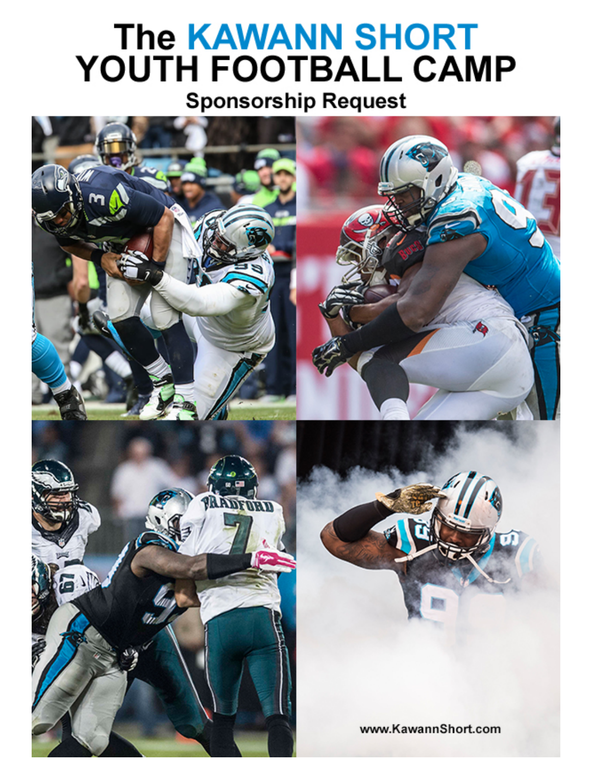# The KAWANN SHORT YOUTH FOOTBALL CAMP

## Sponsorship Request

www.KawannShort.com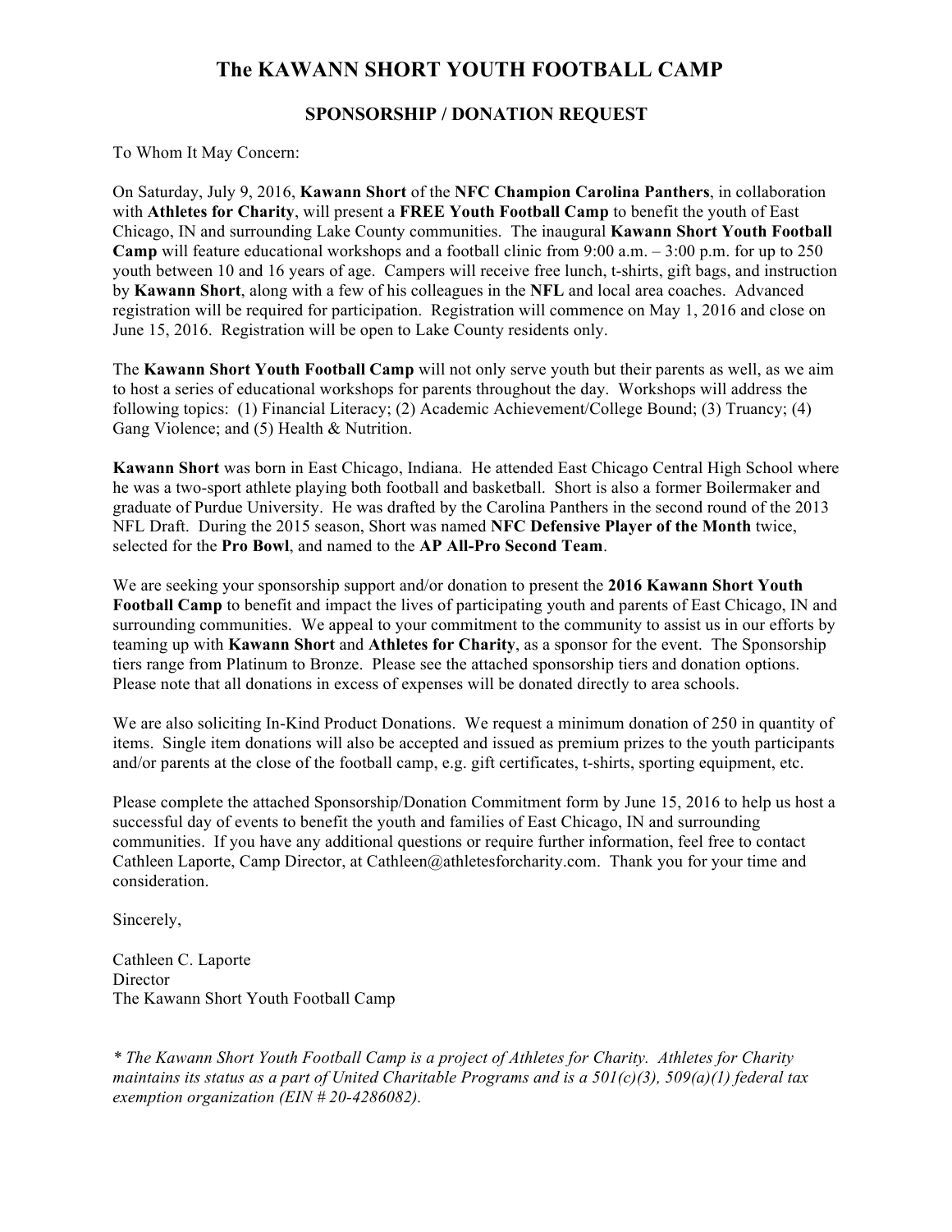# The KAWANN SHORT YOUTH FOOTBALL CAMP

## SPONSORSHIP / DONATION REQUEST

To Whom It May Concern:

On Saturday, July 9, 2016, **Kawann Short** of the **NFC Champion Carolina Panthers**, in collaboration with **Athletes for Charity**, will present a **FREE Youth Football Camp** to benefit the youth of East Chicago, IN and surrounding Lake County communities. The inaugural **Kawann Short Youth Football Camp** will feature educational workshops and a football clinic from 9:00 a.m. – 3:00 p.m. for up to 250 youth between 10 and 16 years of age. Campers will receive free lunch, t-shirts, gift bags, and instruction by **Kawann Short**, along with a few of his colleagues in the **NFL** and local area coaches. Advanced registration will be required for participation. Registration will commence on May 1, 2016 and close on June 15, 2016. Registration will be open to Lake County residents only.

The **Kawann Short Youth Football Camp** will not only serve youth but their parents as well, as we aim to host a series of educational workshops for parents throughout the day. Workshops will address the following topics: (1) Financial Literacy; (2) Academic Achievement/College Bound; (3) Truancy; (4) Gang Violence; and (5) Health & Nutrition.

**Kawann Short** was born in East Chicago, Indiana. He attended East Chicago Central High School where he was a two-sport athlete playing both football and basketball. Short is also a former Boilermaker and graduate of Purdue University. He was drafted by the Carolina Panthers in the second round of the 2013 NFL Draft. During the 2015 season, Short was named **NFC Defensive Player of the Month** twice, selected for the **Pro Bowl**, and named to the **AP All-Pro Second Team**.

We are seeking your sponsorship support and/or donation to present the **2016 Kawann Short Youth Football Camp** to benefit and impact the lives of participating youth and parents of East Chicago, IN and surrounding communities. We appeal to your commitment to the community to assist us in our efforts by teaming up with **Kawann Short** and **Athletes for Charity**, as a sponsor for the event. The Sponsorship tiers range from Platinum to Bronze. Please see the attached sponsorship tiers and donation options. Please note that all donations in excess of expenses will be donated directly to area schools.

We are also soliciting In-Kind Product Donations. We request a minimum donation of 250 in quantity of items. Single item donations will also be accepted and issued as premium prizes to the youth participants and/or parents at the close of the football camp, e.g. gift certificates, t-shirts, sporting equipment, etc.

Please complete the attached Sponsorship/Donation Commitment form by June 15, 2016 to help us host a successful day of events to benefit the youth and families of East Chicago, IN and surrounding communities. If you have any additional questions or require further information, feel free to contact Cathleen Laporte, Camp Director, at Cathleen@athletesforcharity.com. Thank you for your time and consideration.

Sincerely,

Cathleen C. Laporte
Director
The Kawann Short Youth Football Camp

*\* The Kawann Short Youth Football Camp is a project of Athletes for Charity. Athletes for Charity maintains its status as a part of United Charitable Programs and is a 501(c)(3), 509(a)(1) federal tax exemption organization (EIN # 20-4286082).*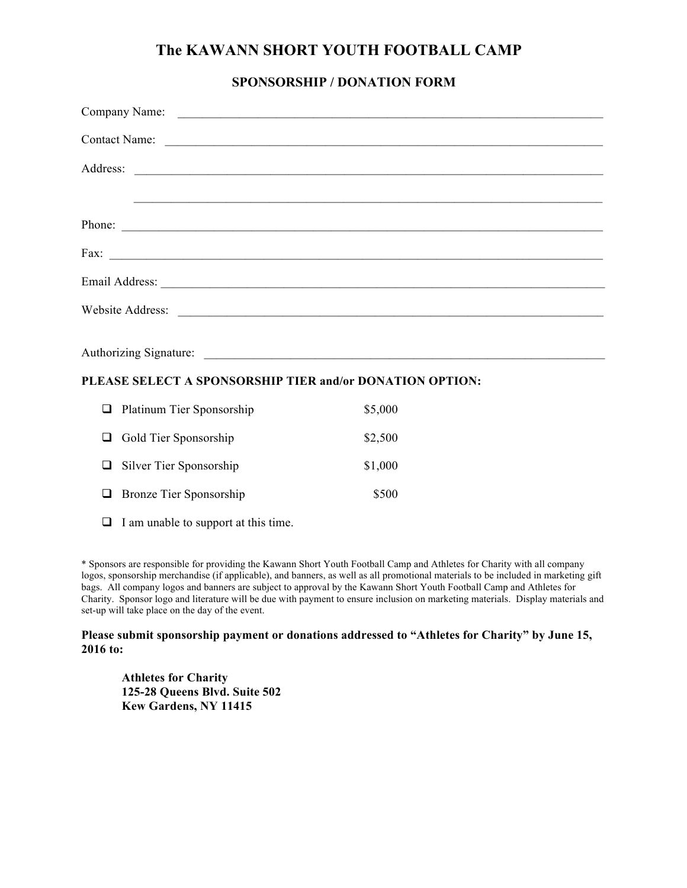# The KAWANN SHORT YOUTH FOOTBALL CAMP

## SPONSORSHIP / DONATION FORM

Company Name: ______________________________________________________________________

Contact Name: ______________________________________________________________________

Address: __________________________________________________________________________

__________________________________________________________________________

Phone: ____________________________________________________________________________

Fax: ______________________________________________________________________________

Email Address: _____________________________________________________________________

Website Address: ___________________________________________________________________

Authorizing Signature: _______________________________________________________________

**PLEASE SELECT A SPONSORSHIP TIER and/or DONATION OPTION:**

- ❑ Platinum Tier Sponsorship $5,000
- ❑ Gold Tier Sponsorship $2,500
- ❑ Silver Tier Sponsorship $1,000
- ❑ Bronze Tier Sponsorship $500
- ❑ I am unable to support at this time.

* Sponsors are responsible for providing the Kawann Short Youth Football Camp and Athletes for Charity with all company logos, sponsorship merchandise (if applicable), and banners, as well as all promotional materials to be included in marketing gift bags. All company logos and banners are subject to approval by the Kawann Short Youth Football Camp and Athletes for Charity. Sponsor logo and literature will be due with payment to ensure inclusion on marketing materials. Display materials and set-up will take place on the day of the event.

**Please submit sponsorship payment or donations addressed to "Athletes for Charity" by June 15, 2016 to:**

**Athletes for Charity**
**125-28 Queens Blvd. Suite 502**
**Kew Gardens, NY 11415**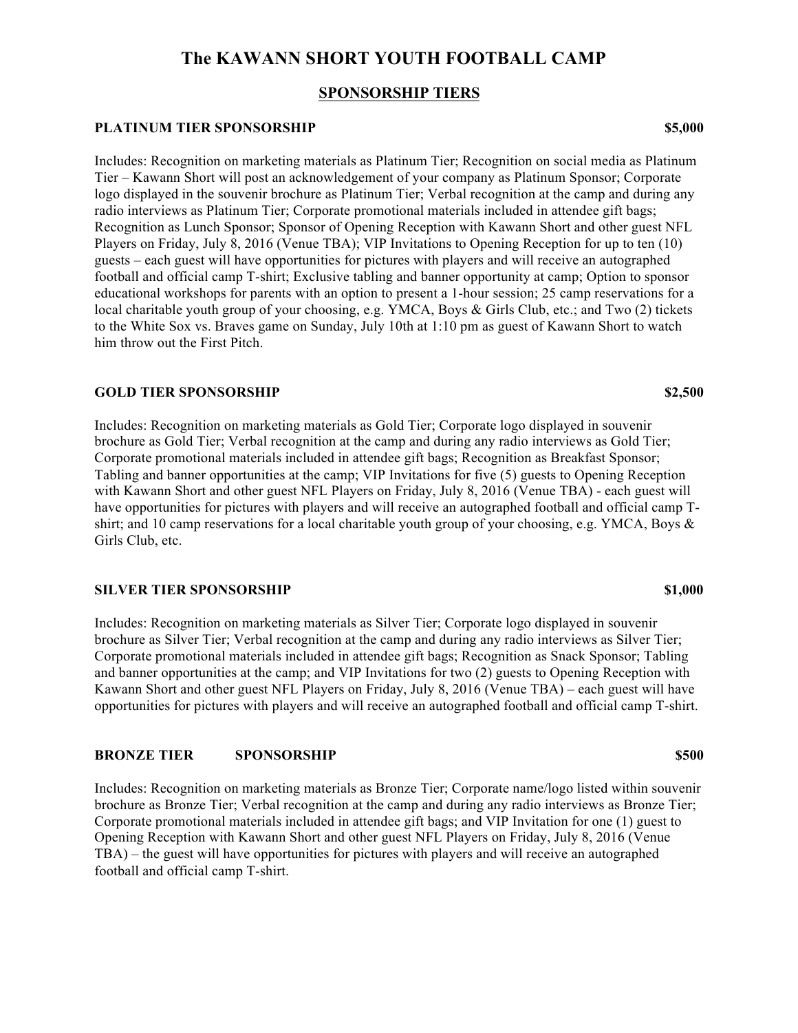# The KAWANN SHORT YOUTH FOOTBALL CAMP

## SPONSORSHIP TIERS

### PLATINUM TIER SPONSORSHIP $5,000

Includes: Recognition on marketing materials as Platinum Tier; Recognition on social media as Platinum Tier – Kawann Short will post an acknowledgement of your company as Platinum Sponsor; Corporate logo displayed in the souvenir brochure as Platinum Tier; Verbal recognition at the camp and during any radio interviews as Platinum Tier; Corporate promotional materials included in attendee gift bags; Recognition as Lunch Sponsor; Sponsor of Opening Reception with Kawann Short and other guest NFL Players on Friday, July 8, 2016 (Venue TBA); VIP Invitations to Opening Reception for up to ten (10) guests – each guest will have opportunities for pictures with players and will receive an autographed football and official camp T-shirt; Exclusive tabling and banner opportunity at camp; Option to sponsor educational workshops for parents with an option to present a 1-hour session; 25 camp reservations for a local charitable youth group of your choosing, e.g. YMCA, Boys & Girls Club, etc.; and Two (2) tickets to the White Sox vs. Braves game on Sunday, July 10th at 1:10 pm as guest of Kawann Short to watch him throw out the First Pitch.

### GOLD TIER SPONSORSHIP $2,500

Includes: Recognition on marketing materials as Gold Tier; Corporate logo displayed in souvenir brochure as Gold Tier; Verbal recognition at the camp and during any radio interviews as Gold Tier; Corporate promotional materials included in attendee gift bags; Recognition as Breakfast Sponsor; Tabling and banner opportunities at the camp; VIP Invitations for five (5) guests to Opening Reception with Kawann Short and other guest NFL Players on Friday, July 8, 2016 (Venue TBA) - each guest will have opportunities for pictures with players and will receive an autographed football and official camp T-shirt; and 10 camp reservations for a local charitable youth group of your choosing, e.g. YMCA, Boys & Girls Club, etc.

### SILVER TIER SPONSORSHIP $1,000

Includes: Recognition on marketing materials as Silver Tier; Corporate logo displayed in souvenir brochure as Silver Tier; Verbal recognition at the camp and during any radio interviews as Silver Tier; Corporate promotional materials included in attendee gift bags; Recognition as Snack Sponsor; Tabling and banner opportunities at the camp; and VIP Invitations for two (2) guests to Opening Reception with Kawann Short and other guest NFL Players on Friday, July 8, 2016 (Venue TBA) – each guest will have opportunities for pictures with players and will receive an autographed football and official camp T-shirt.

### BRONZE TIER SPONSORSHIP $500

Includes: Recognition on marketing materials as Bronze Tier; Corporate name/logo listed within souvenir brochure as Bronze Tier; Verbal recognition at the camp and during any radio interviews as Bronze Tier; Corporate promotional materials included in attendee gift bags; and VIP Invitation for one (1) guest to Opening Reception with Kawann Short and other guest NFL Players on Friday, July 8, 2016 (Venue TBA) – the guest will have opportunities for pictures with players and will receive an autographed football and official camp T-shirt.